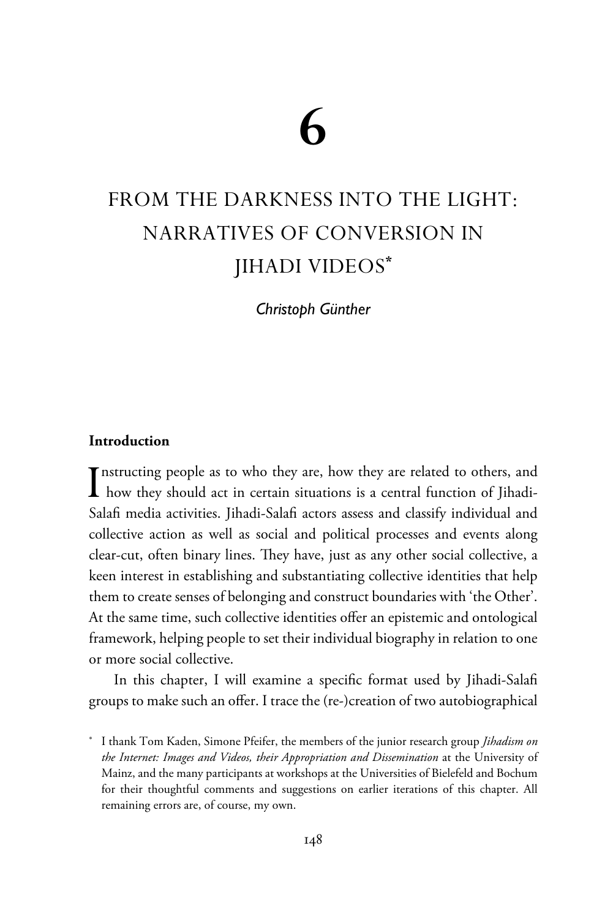# 6

# FROM THE DARKNESS INTO THE LIGHT: NARRATIVES OF CONVERSION IN JIHADI VIDEOS*

*Christoph Günther*

## Introduction

Instructing people as to who they are, how they are related to others, and how they should act in certain situations is a central function of Jihadi-Salafi media activities. Jihadi-Salafi actors assess and classify individual and collective action as well as social and political processes and events along clear-cut, often binary lines. They have, just as any other social collective, a keen interest in establishing and substantiating collective identities that help them to create senses of belonging and construct boundaries with 'the Other'. At the same time, such collective identities offer an epistemic and ontological framework, helping people to set their individual biography in relation to one or more social collective.

In this chapter, I will examine a specific format used by Jihadi-Salafi groups to make such an offer. I trace the (re-)creation of two autobiographical

\* I thank Tom Kaden, Simone Pfeifer, the members of the junior research group *Jihadism on the Internet: Images and Videos, their Appropriation and Dissemination* at the University of Mainz, and the many participants at workshops at the Universities of Bielefeld and Bochum for their thoughtful comments and suggestions on earlier iterations of this chapter. All remaining errors are, of course, my own.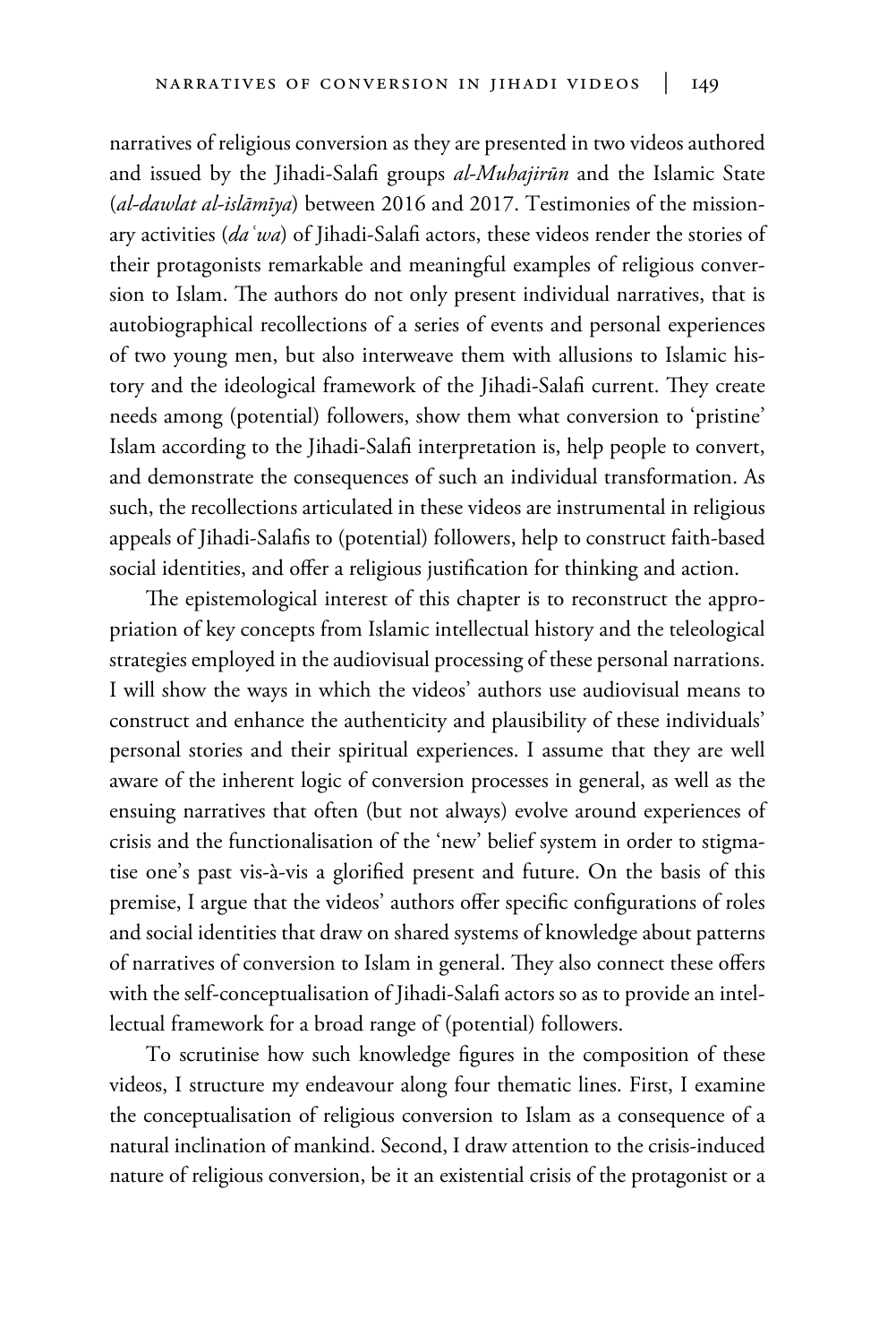narratives of religious conversion as they are presented in two videos authored and issued by the Jihadi-Salafi groups *al-Muhajirūn* and the Islamic State (*al-dawlat al-islāmīya*) between 2016 and 2017. Testimonies of the missionary activities (*daʿwa*) of Jihadi-Salafi actors, these videos render the stories of their protagonists remarkable and meaningful examples of religious conversion to Islam. The authors do not only present individual narratives, that is autobiographical recollections of a series of events and personal experiences of two young men, but also interweave them with allusions to Islamic history and the ideological framework of the Jihadi-Salafi current. They create needs among (potential) followers, show them what conversion to 'pristine' Islam according to the Jihadi-Salafi interpretation is, help people to convert, and demonstrate the consequences of such an individual transformation. As such, the recollections articulated in these videos are instrumental in religious appeals of Jihadi-Salafis to (potential) followers, help to construct faith-based social identities, and offer a religious justification for thinking and action.

The epistemological interest of this chapter is to reconstruct the appropriation of key concepts from Islamic intellectual history and the teleological strategies employed in the audiovisual processing of these personal narrations. I will show the ways in which the videos' authors use audiovisual means to construct and enhance the authenticity and plausibility of these individuals' personal stories and their spiritual experiences. I assume that they are well aware of the inherent logic of conversion processes in general, as well as the ensuing narratives that often (but not always) evolve around experiences of crisis and the functionalisation of the 'new' belief system in order to stigmatise one's past vis-à-vis a glorified present and future. On the basis of this premise, I argue that the videos' authors offer specific configurations of roles and social identities that draw on shared systems of knowledge about patterns of narratives of conversion to Islam in general. They also connect these offers with the self-conceptualisation of Jihadi-Salafi actors so as to provide an intellectual framework for a broad range of (potential) followers.

To scrutinise how such knowledge figures in the composition of these videos, I structure my endeavour along four thematic lines. First, I examine the conceptualisation of religious conversion to Islam as a consequence of a natural inclination of mankind. Second, I draw attention to the crisis-induced nature of religious conversion, be it an existential crisis of the protagonist or a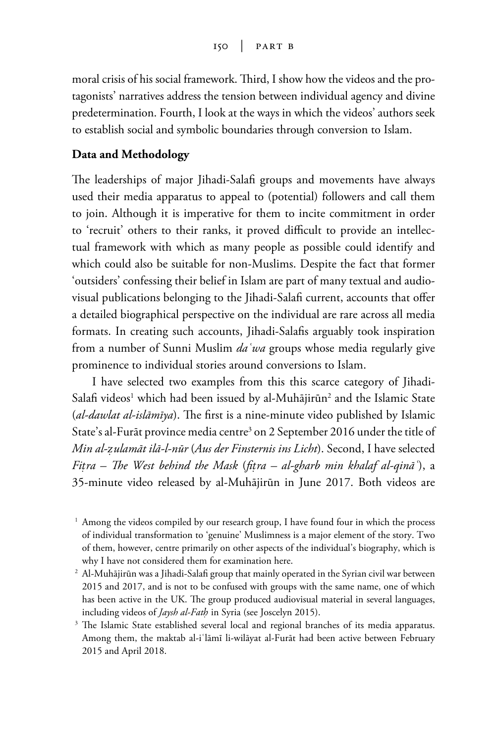moral crisis of his social framework. Third, I show how the videos and the protagonists' narratives address the tension between individual agency and divine predetermination. Fourth, I look at the ways in which the videos' authors seek to establish social and symbolic boundaries through conversion to Islam.

**Data and Methodology**

The leaderships of major Jihadi-Salafi groups and movements have always used their media apparatus to appeal to (potential) followers and call them to join. Although it is imperative for them to incite commitment in order to 'recruit' others to their ranks, it proved difficult to provide an intellectual framework with which as many people as possible could identify and which could also be suitable for non-Muslims. Despite the fact that former 'outsiders' confessing their belief in Islam are part of many textual and audiovisual publications belonging to the Jihadi-Salafi current, accounts that offer a detailed biographical perspective on the individual are rare across all media formats. In creating such accounts, Jihadi-Salafis arguably took inspiration from a number of Sunni Muslim *daʿwa* groups whose media regularly give prominence to individual stories around conversions to Islam.

I have selected two examples from this this scarce category of Jihadi-Salafi videos[1] which had been issued by al-Muhājirūn[2] and the Islamic State (*al-dawlat al-islāmīya*). The first is a nine-minute video published by Islamic State's al-Furāt province media centre[3] on 2 September 2016 under the title of *Min al-ẓulamāt ilā-l-nūr* (*Aus der Finsternis ins Licht*). Second, I have selected *Fiṭra – The West behind the Mask* (*fiṭra – al-gharb min khalaf al-qināʿ*), a 35-minute video released by al-Muhājirūn in June 2017. Both videos are

[1] Among the videos compiled by our research group, I have found four in which the process of individual transformation to 'genuine' Muslimness is a major element of the story. Two of them, however, centre primarily on other aspects of the individual's biography, which is why I have not considered them for examination here.

[2] Al-Muhājirūn was a Jihadi-Salafi group that mainly operated in the Syrian civil war between 2015 and 2017, and is not to be confused with groups with the same name, one of which has been active in the UK. The group produced audiovisual material in several languages, including videos of *Jaysh al-Fatḥ* in Syria (see Joscelyn 2015).

[3] The Islamic State established several local and regional branches of its media apparatus. Among them, the maktab al-iʿlāmī li-wilāyat al-Furāt had been active between February 2015 and April 2018.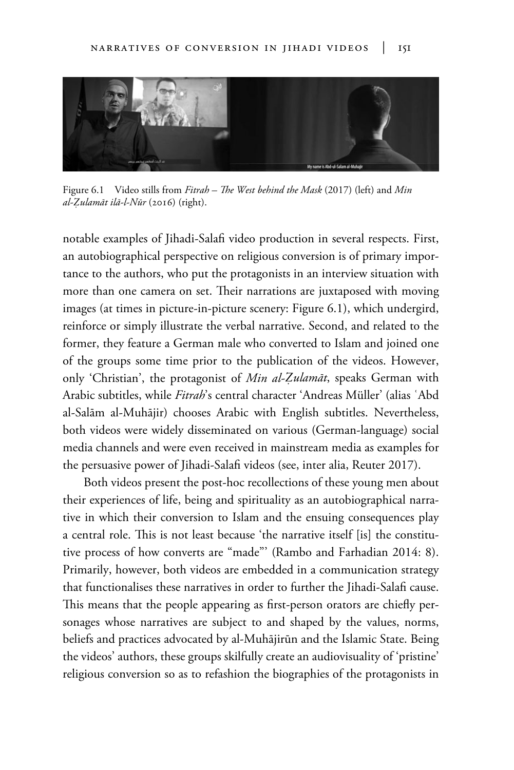Figure 6.1 Video stills from *Fitrah – The West behind the Mask* (2017) (left) and *Min al-Ẓulamāt ilā-l-Nūr* (2016) (right).

notable examples of Jihadi-Salafi video production in several respects. First, an autobiographical perspective on religious conversion is of primary importance to the authors, who put the protagonists in an interview situation with more than one camera on set. Their narrations are juxtaposed with moving images (at times in picture-in-picture scenery: Figure 6.1), which undergird, reinforce or simply illustrate the verbal narrative. Second, and related to the former, they feature a German male who converted to Islam and joined one of the groups some time prior to the publication of the videos. However, only 'Christian', the protagonist of *Min al-Ẓulamāt*, speaks German with Arabic subtitles, while *Fitrah*'s central character 'Andreas Müller' (alias ʿAbd al-Salām al-Muhājir) chooses Arabic with English subtitles. Nevertheless, both videos were widely disseminated on various (German-language) social media channels and were even received in mainstream media as examples for the persuasive power of Jihadi-Salafi videos (see, inter alia, Reuter 2017).

Both videos present the post-hoc recollections of these young men about their experiences of life, being and spirituality as an autobiographical narrative in which their conversion to Islam and the ensuing consequences play a central role. This is not least because 'the narrative itself [is] the constitutive process of how converts are "made"' (Rambo and Farhadian 2014: 8). Primarily, however, both videos are embedded in a communication strategy that functionalises these narratives in order to further the Jihadi-Salafi cause. This means that the people appearing as first-person orators are chiefly personages whose narratives are subject to and shaped by the values, norms, beliefs and practices advocated by al-Muhājirūn and the Islamic State. Being the videos' authors, these groups skilfully create an audiovisuality of 'pristine' religious conversion so as to refashion the biographies of the protagonists in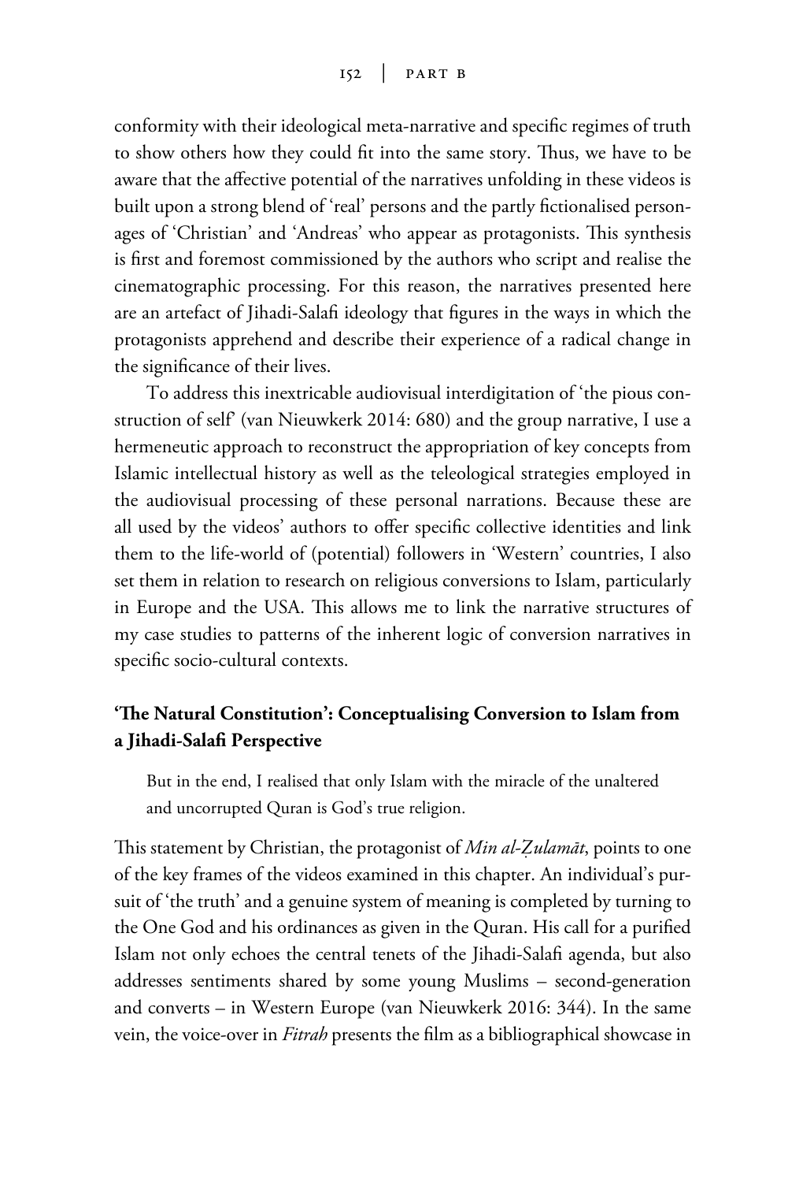conformity with their ideological meta-narrative and specific regimes of truth to show others how they could fit into the same story. Thus, we have to be aware that the affective potential of the narratives unfolding in these videos is built upon a strong blend of 'real' persons and the partly fictionalised personages of 'Christian' and 'Andreas' who appear as protagonists. This synthesis is first and foremost commissioned by the authors who script and realise the cinematographic processing. For this reason, the narratives presented here are an artefact of Jihadi-Salafi ideology that figures in the ways in which the protagonists apprehend and describe their experience of a radical change in the significance of their lives.

To address this inextricable audiovisual interdigitation of 'the pious construction of self' (van Nieuwkerk 2014: 680) and the group narrative, I use a hermeneutic approach to reconstruct the appropriation of key concepts from Islamic intellectual history as well as the teleological strategies employed in the audiovisual processing of these personal narrations. Because these are all used by the videos' authors to offer specific collective identities and link them to the life-world of (potential) followers in 'Western' countries, I also set them in relation to research on religious conversions to Islam, particularly in Europe and the USA. This allows me to link the narrative structures of my case studies to patterns of the inherent logic of conversion narratives in specific socio-cultural contexts.

## 'The Natural Constitution': Conceptualising Conversion to Islam from a Jihadi-Salafi Perspective

> But in the end, I realised that only Islam with the miracle of the unaltered and uncorrupted Quran is God's true religion.

This statement by Christian, the protagonist of *Min al-Ẓulamāt*, points to one of the key frames of the videos examined in this chapter. An individual's pursuit of 'the truth' and a genuine system of meaning is completed by turning to the One God and his ordinances as given in the Quran. His call for a purified Islam not only echoes the central tenets of the Jihadi-Salafi agenda, but also addresses sentiments shared by some young Muslims – second-generation and converts – in Western Europe (van Nieuwkerk 2016: 344). In the same vein, the voice-over in *Fitrah* presents the film as a bibliographical showcase in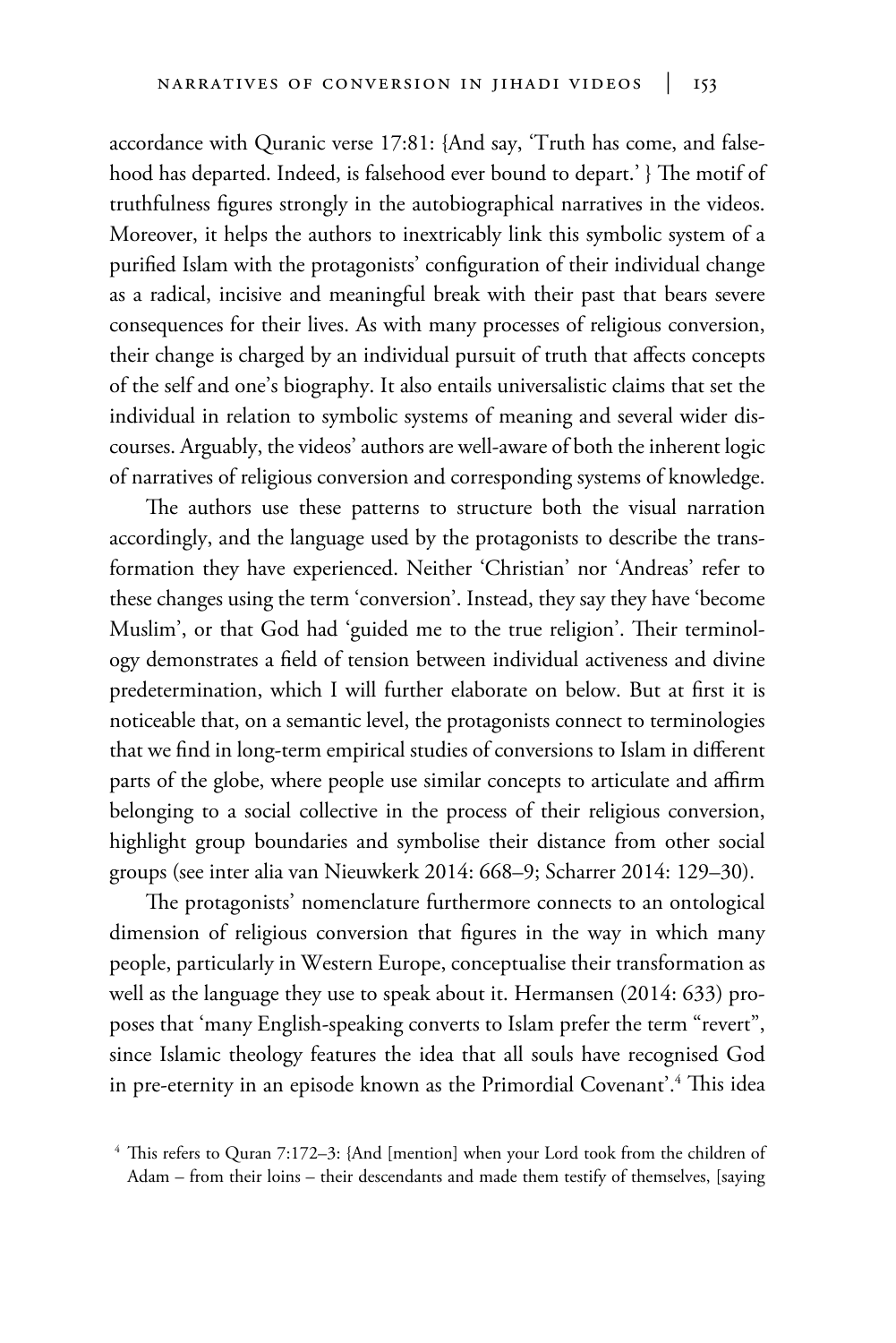accordance with Quranic verse 17:81: {And say, 'Truth has come, and falsehood has departed. Indeed, is falsehood ever bound to depart.' } The motif of truthfulness figures strongly in the autobiographical narratives in the videos. Moreover, it helps the authors to inextricably link this symbolic system of a purified Islam with the protagonists' configuration of their individual change as a radical, incisive and meaningful break with their past that bears severe consequences for their lives. As with many processes of religious conversion, their change is charged by an individual pursuit of truth that affects concepts of the self and one's biography. It also entails universalistic claims that set the individual in relation to symbolic systems of meaning and several wider discourses. Arguably, the videos' authors are well-aware of both the inherent logic of narratives of religious conversion and corresponding systems of knowledge.

The authors use these patterns to structure both the visual narration accordingly, and the language used by the protagonists to describe the transformation they have experienced. Neither 'Christian' nor 'Andreas' refer to these changes using the term 'conversion'. Instead, they say they have 'become Muslim', or that God had 'guided me to the true religion'. Their terminology demonstrates a field of tension between individual activeness and divine predetermination, which I will further elaborate on below. But at first it is noticeable that, on a semantic level, the protagonists connect to terminologies that we find in long-term empirical studies of conversions to Islam in different parts of the globe, where people use similar concepts to articulate and affirm belonging to a social collective in the process of their religious conversion, highlight group boundaries and symbolise their distance from other social groups (see inter alia van Nieuwkerk 2014: 668–9; Scharrer 2014: 129–30).

The protagonists' nomenclature furthermore connects to an ontological dimension of religious conversion that figures in the way in which many people, particularly in Western Europe, conceptualise their transformation as well as the language they use to speak about it. Hermansen (2014: 633) proposes that 'many English-speaking converts to Islam prefer the term "revert", since Islamic theology features the idea that all souls have recognised God in pre-eternity in an episode known as the Primordial Covenant'.[4] This idea

[4] This refers to Quran 7:172–3: {And [mention] when your Lord took from the children of Adam – from their loins – their descendants and made them testify of themselves, [saying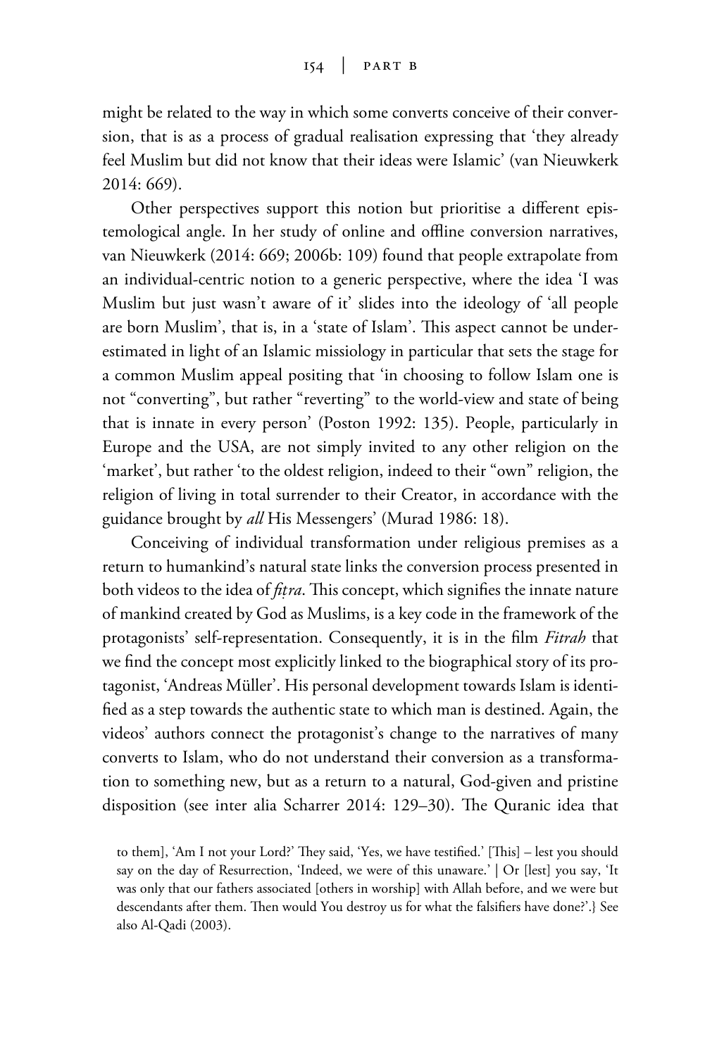might be related to the way in which some converts conceive of their conversion, that is as a process of gradual realisation expressing that 'they already feel Muslim but did not know that their ideas were Islamic' (van Nieuwkerk 2014: 669).

Other perspectives support this notion but prioritise a different epistemological angle. In her study of online and offline conversion narratives, van Nieuwkerk (2014: 669; 2006b: 109) found that people extrapolate from an individual-centric notion to a generic perspective, where the idea 'I was Muslim but just wasn't aware of it' slides into the ideology of 'all people are born Muslim', that is, in a 'state of Islam'. This aspect cannot be underestimated in light of an Islamic missiology in particular that sets the stage for a common Muslim appeal positing that 'in choosing to follow Islam one is not "converting", but rather "reverting" to the world-view and state of being that is innate in every person' (Poston 1992: 135). People, particularly in Europe and the USA, are not simply invited to any other religion on the 'market', but rather 'to the oldest religion, indeed to their "own" religion, the religion of living in total surrender to their Creator, in accordance with the guidance brought by *all* His Messengers' (Murad 1986: 18).

Conceiving of individual transformation under religious premises as a return to humankind's natural state links the conversion process presented in both videos to the idea of *fiṭra*. This concept, which signifies the innate nature of mankind created by God as Muslims, is a key code in the framework of the protagonists' self-representation. Consequently, it is in the film *Fitrah* that we find the concept most explicitly linked to the biographical story of its protagonist, 'Andreas Müller'. His personal development towards Islam is identified as a step towards the authentic state to which man is destined. Again, the videos' authors connect the protagonist's change to the narratives of many converts to Islam, who do not understand their conversion as a transformation to something new, but as a return to a natural, God-given and pristine disposition (see inter alia Scharrer 2014: 129–30). The Quranic idea that

to them], 'Am I not your Lord?' They said, 'Yes, we have testified.' [This] – lest you should say on the day of Resurrection, 'Indeed, we were of this unaware.' | Or [lest] you say, 'It was only that our fathers associated [others in worship] with Allah before, and we were but descendants after them. Then would You destroy us for what the falsifiers have done?'.} See also Al-Qadi (2003).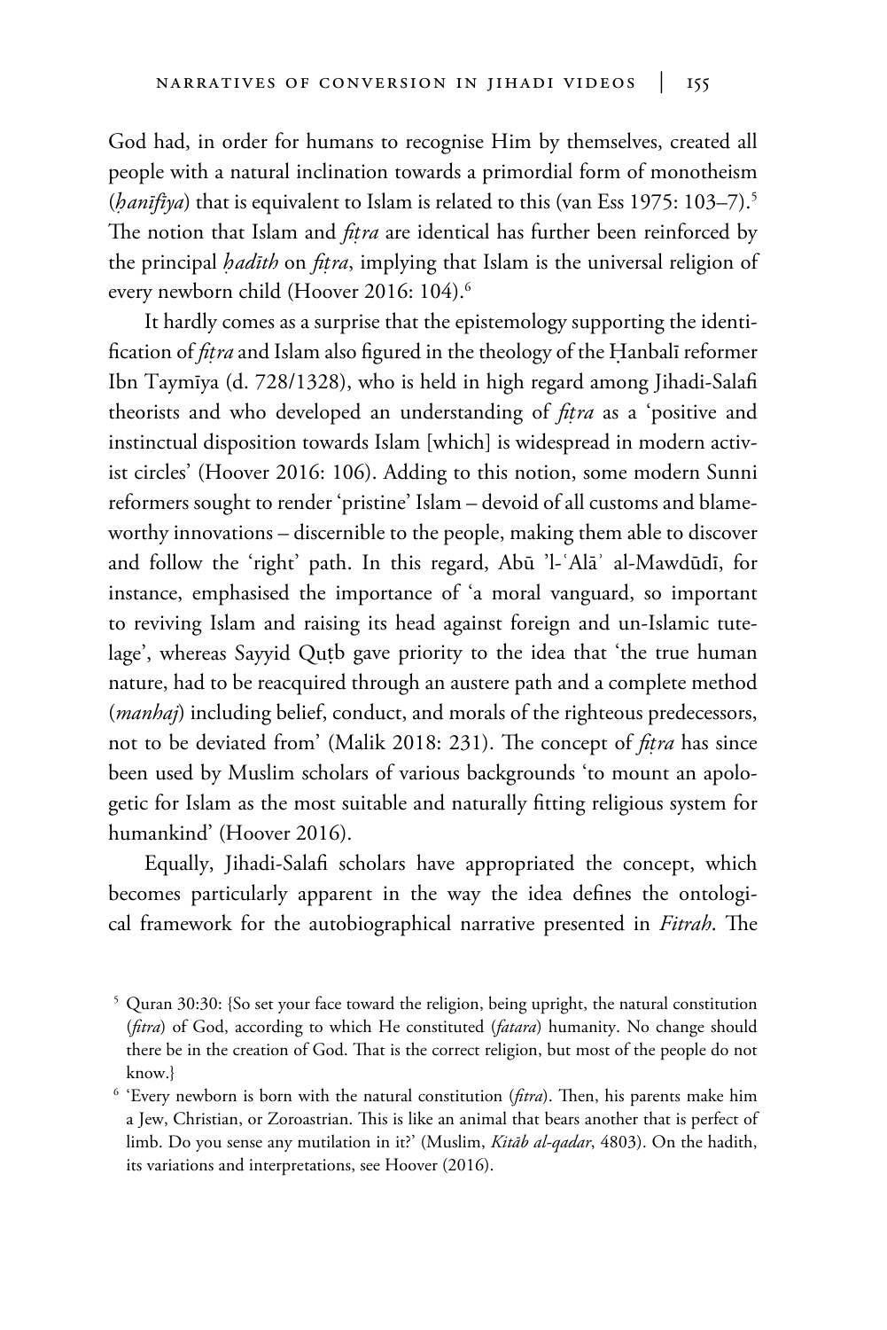God had, in order for humans to recognise Him by themselves, created all people with a natural inclination towards a primordial form of monotheism (*ḥanīfīya*) that is equivalent to Islam is related to this (van Ess 1975: 103–7).[5] The notion that Islam and *fiṭra* are identical has further been reinforced by the principal *ḥadīth* on *fiṭra*, implying that Islam is the universal religion of every newborn child (Hoover 2016: 104).[6]

It hardly comes as a surprise that the epistemology supporting the identification of *fiṭra* and Islam also figured in the theology of the Ḥanbalī reformer Ibn Taymīya (d. 728/1328), who is held in high regard among Jihadi-Salafi theorists and who developed an understanding of *fiṭra* as a 'positive and instinctual disposition towards Islam [which] is widespread in modern activist circles' (Hoover 2016: 106). Adding to this notion, some modern Sunni reformers sought to render 'pristine' Islam – devoid of all customs and blameworthy innovations – discernible to the people, making them able to discover and follow the 'right' path. In this regard, Abū 'l-ʿAlāʾ al-Mawdūdī, for instance, emphasised the importance of 'a moral vanguard, so important to reviving Islam and raising its head against foreign and un-Islamic tutelage', whereas Sayyid Quṭb gave priority to the idea that 'the true human nature, had to be reacquired through an austere path and a complete method (*manhaj*) including belief, conduct, and morals of the righteous predecessors, not to be deviated from' (Malik 2018: 231). The concept of *fiṭra* has since been used by Muslim scholars of various backgrounds 'to mount an apologetic for Islam as the most suitable and naturally fitting religious system for humankind' (Hoover 2016).

Equally, Jihadi-Salafi scholars have appropriated the concept, which becomes particularly apparent in the way the idea defines the ontological framework for the autobiographical narrative presented in *Fitrah*. The

[5] Quran 30:30: {So set your face toward the religion, being upright, the natural constitution (*fitra*) of God, according to which He constituted (*fatara*) humanity. No change should there be in the creation of God. That is the correct religion, but most of the people do not know.}

[6] 'Every newborn is born with the natural constitution (*fitra*). Then, his parents make him a Jew, Christian, or Zoroastrian. This is like an animal that bears another that is perfect of limb. Do you sense any mutilation in it?' (Muslim, *Kitāb al-qadar*, 4803). On the hadith, its variations and interpretations, see Hoover (2016).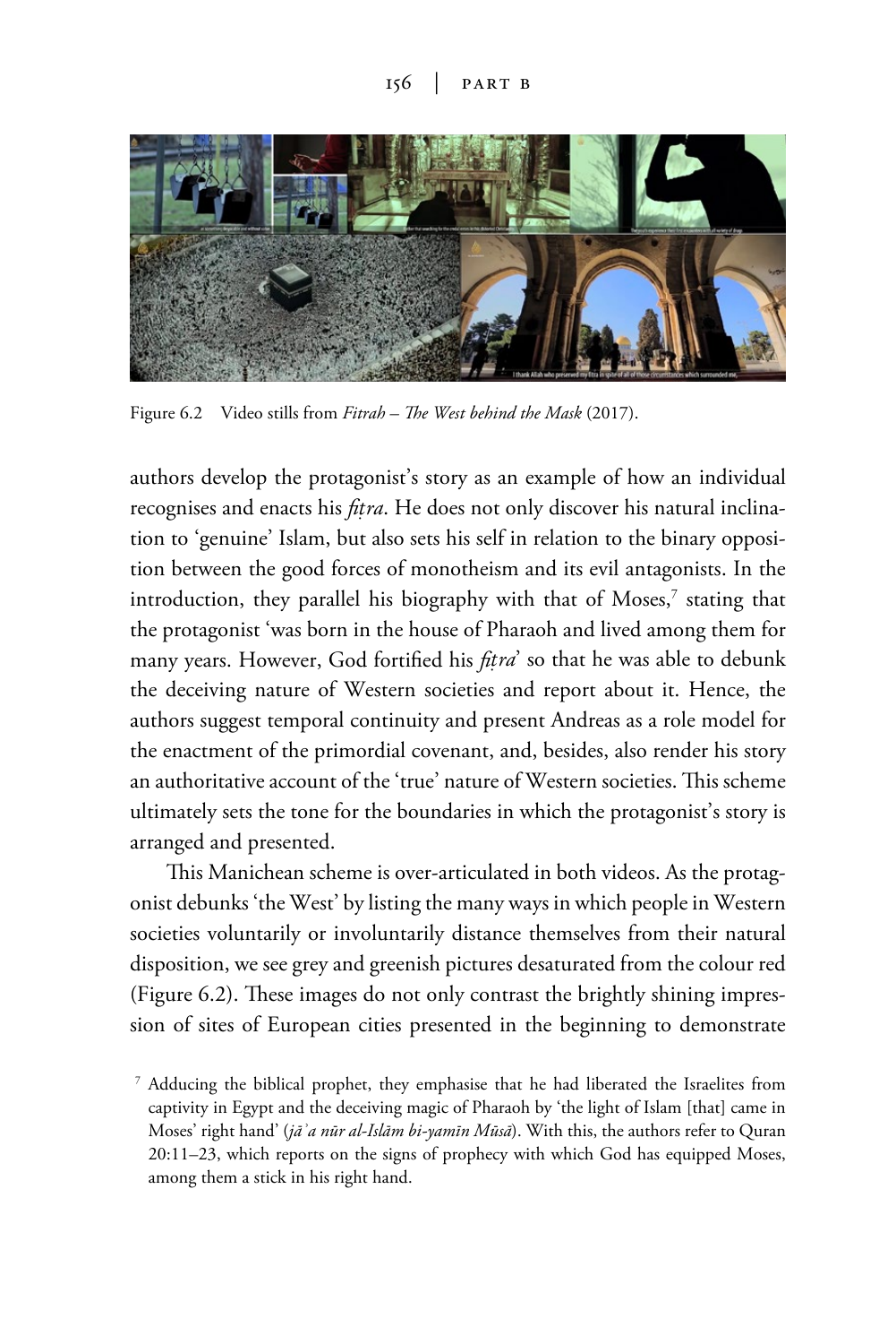Figure 6.2 Video stills from *Fitrah – The West behind the Mask* (2017).

authors develop the protagonist's story as an example of how an individual recognises and enacts his *fiṭra*. He does not only discover his natural inclination to 'genuine' Islam, but also sets his self in relation to the binary opposition between the good forces of monotheism and its evil antagonists. In the introduction, they parallel his biography with that of Moses,[7] stating that the protagonist 'was born in the house of Pharaoh and lived among them for many years. However, God fortified his *fiṭra*' so that he was able to debunk the deceiving nature of Western societies and report about it. Hence, the authors suggest temporal continuity and present Andreas as a role model for the enactment of the primordial covenant, and, besides, also render his story an authoritative account of the 'true' nature of Western societies. This scheme ultimately sets the tone for the boundaries in which the protagonist's story is arranged and presented.

This Manichean scheme is over-articulated in both videos. As the protagonist debunks 'the West' by listing the many ways in which people in Western societies voluntarily or involuntarily distance themselves from their natural disposition, we see grey and greenish pictures desaturated from the colour red (Figure 6.2). These images do not only contrast the brightly shining impression of sites of European cities presented in the beginning to demonstrate

[7] Adducing the biblical prophet, they emphasise that he had liberated the Israelites from captivity in Egypt and the deceiving magic of Pharaoh by 'the light of Islam [that] came in Moses' right hand' (*jāʾa nūr al-Islām bi-yamīn Mūsā*). With this, the authors refer to Quran 20:11–23, which reports on the signs of prophecy with which God has equipped Moses, among them a stick in his right hand.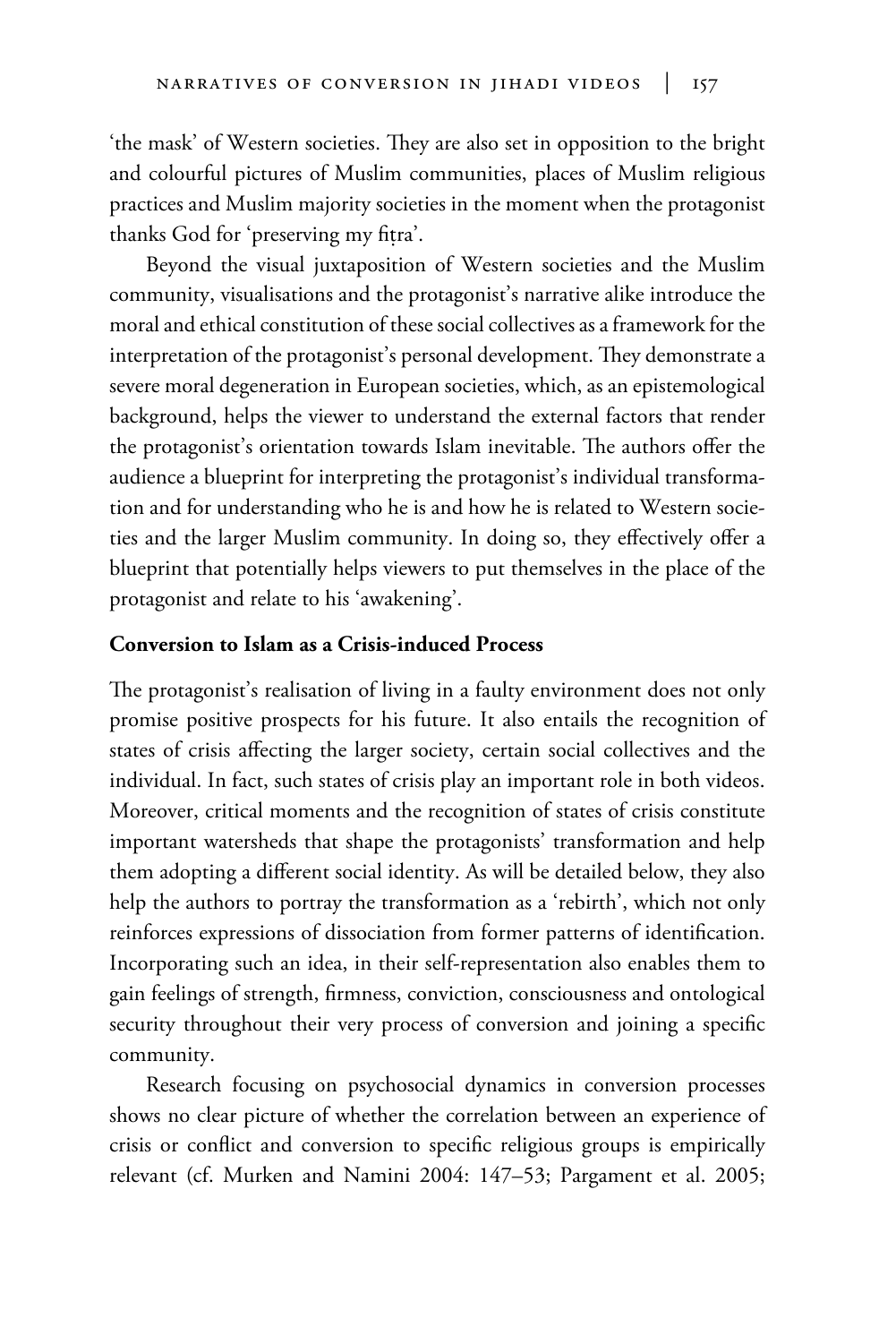'the mask' of Western societies. They are also set in opposition to the bright and colourful pictures of Muslim communities, places of Muslim religious practices and Muslim majority societies in the moment when the protagonist thanks God for 'preserving my fiṭra'.

Beyond the visual juxtaposition of Western societies and the Muslim community, visualisations and the protagonist's narrative alike introduce the moral and ethical constitution of these social collectives as a framework for the interpretation of the protagonist's personal development. They demonstrate a severe moral degeneration in European societies, which, as an epistemological background, helps the viewer to understand the external factors that render the protagonist's orientation towards Islam inevitable. The authors offer the audience a blueprint for interpreting the protagonist's individual transformation and for understanding who he is and how he is related to Western societies and the larger Muslim community. In doing so, they effectively offer a blueprint that potentially helps viewers to put themselves in the place of the protagonist and relate to his 'awakening'.

**Conversion to Islam as a Crisis-induced Process**

The protagonist's realisation of living in a faulty environment does not only promise positive prospects for his future. It also entails the recognition of states of crisis affecting the larger society, certain social collectives and the individual. In fact, such states of crisis play an important role in both videos. Moreover, critical moments and the recognition of states of crisis constitute important watersheds that shape the protagonists' transformation and help them adopting a different social identity. As will be detailed below, they also help the authors to portray the transformation as a 'rebirth', which not only reinforces expressions of dissociation from former patterns of identification. Incorporating such an idea, in their self-representation also enables them to gain feelings of strength, firmness, conviction, consciousness and ontological security throughout their very process of conversion and joining a specific community.

Research focusing on psychosocial dynamics in conversion processes shows no clear picture of whether the correlation between an experience of crisis or conflict and conversion to specific religious groups is empirically relevant (cf. Murken and Namini 2004: 147–53; Pargament et al. 2005;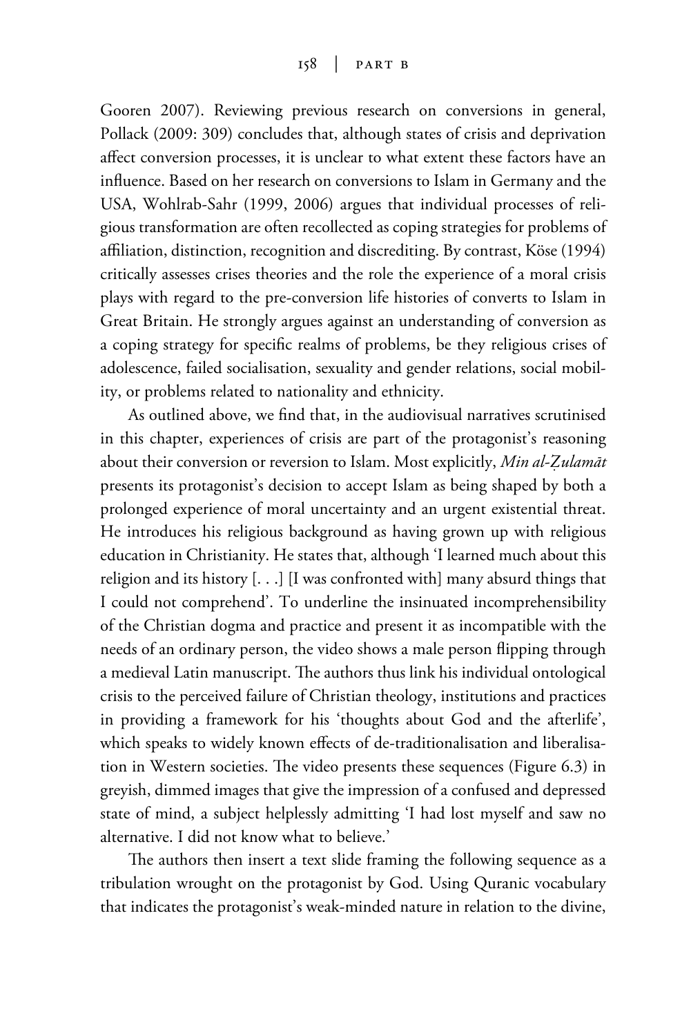Gooren 2007). Reviewing previous research on conversions in general, Pollack (2009: 309) concludes that, although states of crisis and deprivation affect conversion processes, it is unclear to what extent these factors have an influence. Based on her research on conversions to Islam in Germany and the USA, Wohlrab-Sahr (1999, 2006) argues that individual processes of religious transformation are often recollected as coping strategies for problems of affiliation, distinction, recognition and discrediting. By contrast, Köse (1994) critically assesses crises theories and the role the experience of a moral crisis plays with regard to the pre-conversion life histories of converts to Islam in Great Britain. He strongly argues against an understanding of conversion as a coping strategy for specific realms of problems, be they religious crises of adolescence, failed socialisation, sexuality and gender relations, social mobility, or problems related to nationality and ethnicity.

As outlined above, we find that, in the audiovisual narratives scrutinised in this chapter, experiences of crisis are part of the protagonist's reasoning about their conversion or reversion to Islam. Most explicitly, *Min al-Ẓulamāt* presents its protagonist's decision to accept Islam as being shaped by both a prolonged experience of moral uncertainty and an urgent existential threat. He introduces his religious background as having grown up with religious education in Christianity. He states that, although 'I learned much about this religion and its history [. . .] [I was confronted with] many absurd things that I could not comprehend'. To underline the insinuated incomprehensibility of the Christian dogma and practice and present it as incompatible with the needs of an ordinary person, the video shows a male person flipping through a medieval Latin manuscript. The authors thus link his individual ontological crisis to the perceived failure of Christian theology, institutions and practices in providing a framework for his 'thoughts about God and the afterlife', which speaks to widely known effects of de-traditionalisation and liberalisation in Western societies. The video presents these sequences (Figure 6.3) in greyish, dimmed images that give the impression of a confused and depressed state of mind, a subject helplessly admitting 'I had lost myself and saw no alternative. I did not know what to believe.'

The authors then insert a text slide framing the following sequence as a tribulation wrought on the protagonist by God. Using Quranic vocabulary that indicates the protagonist's weak-minded nature in relation to the divine,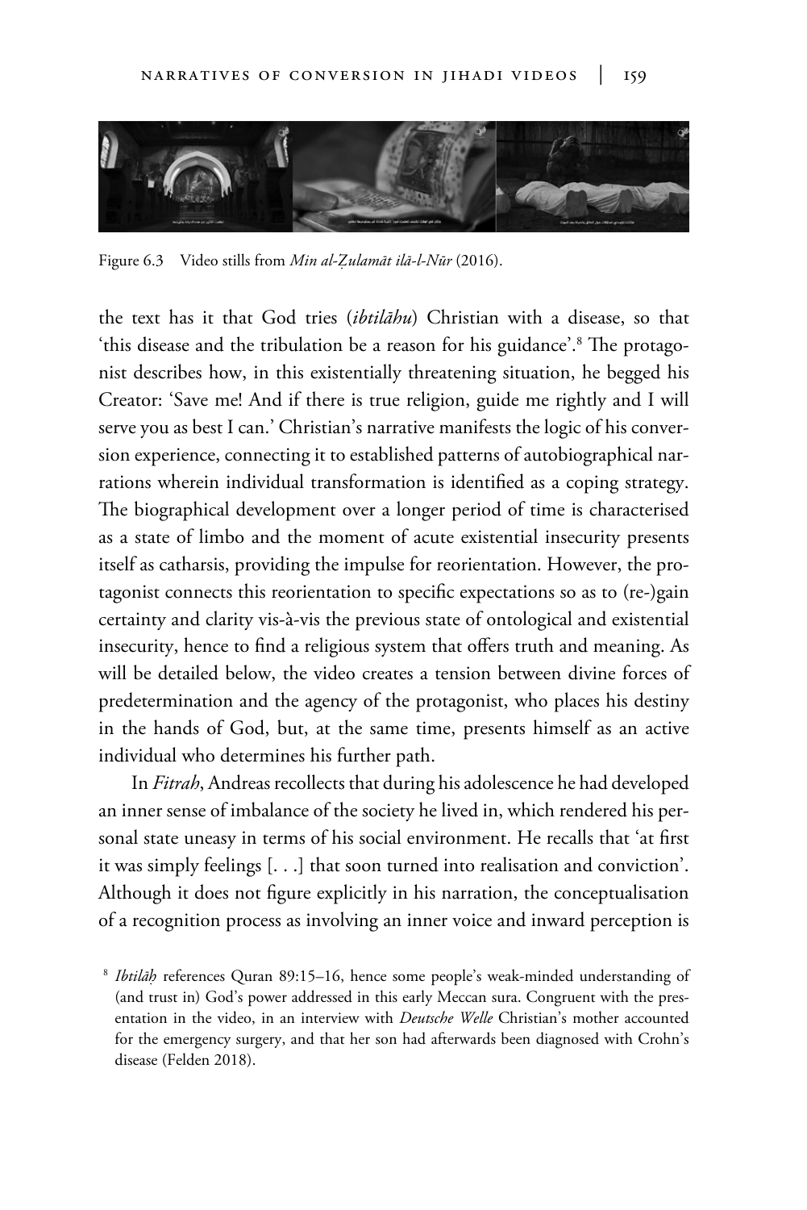Figure 6.3 Video stills from *Min al-Ẓulamāt ilā-l-Nūr* (2016).

the text has it that God tries (*ibtilāhu*) Christian with a disease, so that 'this disease and the tribulation be a reason for his guidance'.[8] The protagonist describes how, in this existentially threatening situation, he begged his Creator: 'Save me! And if there is true religion, guide me rightly and I will serve you as best I can.' Christian's narrative manifests the logic of his conversion experience, connecting it to established patterns of autobiographical narrations wherein individual transformation is identified as a coping strategy. The biographical development over a longer period of time is characterised as a state of limbo and the moment of acute existential insecurity presents itself as catharsis, providing the impulse for reorientation. However, the protagonist connects this reorientation to specific expectations so as to (re-)gain certainty and clarity vis-à-vis the previous state of ontological and existential insecurity, hence to find a religious system that offers truth and meaning. As will be detailed below, the video creates a tension between divine forces of predetermination and the agency of the protagonist, who places his destiny in the hands of God, but, at the same time, presents himself as an active individual who determines his further path.

In *Fitrah*, Andreas recollects that during his adolescence he had developed an inner sense of imbalance of the society he lived in, which rendered his personal state uneasy in terms of his social environment. He recalls that 'at first it was simply feelings [. . .] that soon turned into realisation and conviction'. Although it does not figure explicitly in his narration, the conceptualisation of a recognition process as involving an inner voice and inward perception is

[8] *Ibtilāḥ* references Quran 89:15–16, hence some people's weak-minded understanding of (and trust in) God's power addressed in this early Meccan sura. Congruent with the presentation in the video, in an interview with *Deutsche Welle* Christian's mother accounted for the emergency surgery, and that her son had afterwards been diagnosed with Crohn's disease (Felden 2018).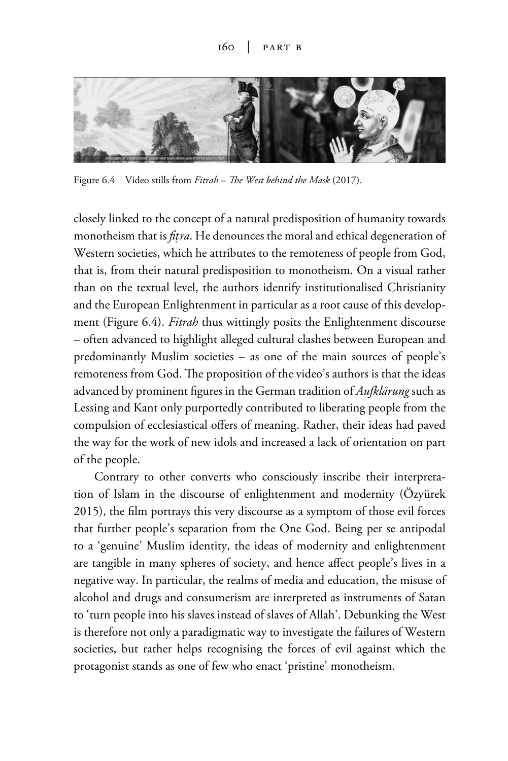Figure 6.4 Video stills from *Fitrah – The West behind the Mask* (2017).

closely linked to the concept of a natural predisposition of humanity towards monotheism that is *fiṭra*. He denounces the moral and ethical degeneration of Western societies, which he attributes to the remoteness of people from God, that is, from their natural predisposition to monotheism. On a visual rather than on the textual level, the authors identify institutionalised Christianity and the European Enlightenment in particular as a root cause of this development (Figure 6.4). *Fitrah* thus wittingly posits the Enlightenment discourse – often advanced to highlight alleged cultural clashes between European and predominantly Muslim societies – as one of the main sources of people's remoteness from God. The proposition of the video's authors is that the ideas advanced by prominent figures in the German tradition of *Aufklärung* such as Lessing and Kant only purportedly contributed to liberating people from the compulsion of ecclesiastical offers of meaning. Rather, their ideas had paved the way for the work of new idols and increased a lack of orientation on part of the people.

Contrary to other converts who consciously inscribe their interpretation of Islam in the discourse of enlightenment and modernity (Özyürek 2015), the film portrays this very discourse as a symptom of those evil forces that further people's separation from the One God. Being per se antipodal to a 'genuine' Muslim identity, the ideas of modernity and enlightenment are tangible in many spheres of society, and hence affect people's lives in a negative way. In particular, the realms of media and education, the misuse of alcohol and drugs and consumerism are interpreted as instruments of Satan to 'turn people into his slaves instead of slaves of Allah'. Debunking the West is therefore not only a paradigmatic way to investigate the failures of Western societies, but rather helps recognising the forces of evil against which the protagonist stands as one of few who enact 'pristine' monotheism.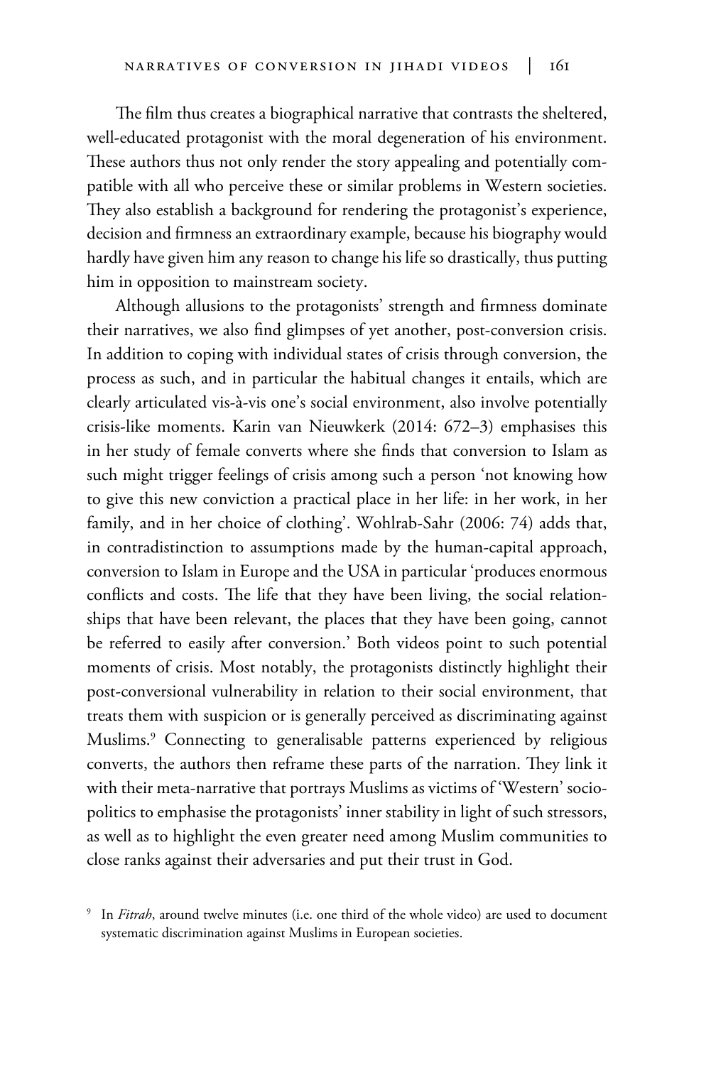The film thus creates a biographical narrative that contrasts the sheltered, well-educated protagonist with the moral degeneration of his environment. These authors thus not only render the story appealing and potentially compatible with all who perceive these or similar problems in Western societies. They also establish a background for rendering the protagonist's experience, decision and firmness an extraordinary example, because his biography would hardly have given him any reason to change his life so drastically, thus putting him in opposition to mainstream society.

Although allusions to the protagonists' strength and firmness dominate their narratives, we also find glimpses of yet another, post-conversion crisis. In addition to coping with individual states of crisis through conversion, the process as such, and in particular the habitual changes it entails, which are clearly articulated vis-à-vis one's social environment, also involve potentially crisis-like moments. Karin van Nieuwkerk (2014: 672–3) emphasises this in her study of female converts where she finds that conversion to Islam as such might trigger feelings of crisis among such a person 'not knowing how to give this new conviction a practical place in her life: in her work, in her family, and in her choice of clothing'. Wohlrab-Sahr (2006: 74) adds that, in contradistinction to assumptions made by the human-capital approach, conversion to Islam in Europe and the USA in particular 'produces enormous conflicts and costs. The life that they have been living, the social relationships that have been relevant, the places that they have been going, cannot be referred to easily after conversion.' Both videos point to such potential moments of crisis. Most notably, the protagonists distinctly highlight their post-conversional vulnerability in relation to their social environment, that treats them with suspicion or is generally perceived as discriminating against Muslims.[9] Connecting to generalisable patterns experienced by religious converts, the authors then reframe these parts of the narration. They link it with their meta-narrative that portrays Muslims as victims of 'Western' sociopolitics to emphasise the protagonists' inner stability in light of such stressors, as well as to highlight the even greater need among Muslim communities to close ranks against their adversaries and put their trust in God.

[9] In *Fitrah*, around twelve minutes (i.e. one third of the whole video) are used to document systematic discrimination against Muslims in European societies.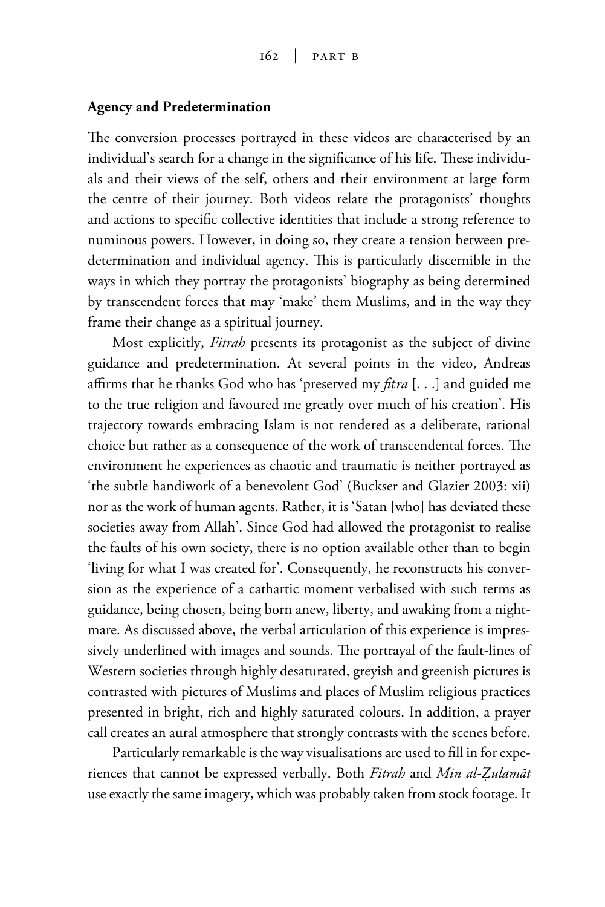## Agency and Predetermination

The conversion processes portrayed in these videos are characterised by an individual's search for a change in the significance of his life. These individuals and their views of the self, others and their environment at large form the centre of their journey. Both videos relate the protagonists' thoughts and actions to specific collective identities that include a strong reference to numinous powers. However, in doing so, they create a tension between predetermination and individual agency. This is particularly discernible in the ways in which they portray the protagonists' biography as being determined by transcendent forces that may 'make' them Muslims, and in the way they frame their change as a spiritual journey.

Most explicitly, *Fitrah* presents its protagonist as the subject of divine guidance and predetermination. At several points in the video, Andreas affirms that he thanks God who has 'preserved my *fiṭra* [. . .] and guided me to the true religion and favoured me greatly over much of his creation'. His trajectory towards embracing Islam is not rendered as a deliberate, rational choice but rather as a consequence of the work of transcendental forces. The environment he experiences as chaotic and traumatic is neither portrayed as 'the subtle handiwork of a benevolent God' (Buckser and Glazier 2003: xii) nor as the work of human agents. Rather, it is 'Satan [who] has deviated these societies away from Allah'. Since God had allowed the protagonist to realise the faults of his own society, there is no option available other than to begin 'living for what I was created for'. Consequently, he reconstructs his conversion as the experience of a cathartic moment verbalised with such terms as guidance, being chosen, being born anew, liberty, and awaking from a nightmare. As discussed above, the verbal articulation of this experience is impressively underlined with images and sounds. The portrayal of the fault-lines of Western societies through highly desaturated, greyish and greenish pictures is contrasted with pictures of Muslims and places of Muslim religious practices presented in bright, rich and highly saturated colours. In addition, a prayer call creates an aural atmosphere that strongly contrasts with the scenes before.

Particularly remarkable is the way visualisations are used to fill in for experiences that cannot be expressed verbally. Both *Fitrah* and *Min al-Ẓulamāt* use exactly the same imagery, which was probably taken from stock footage. It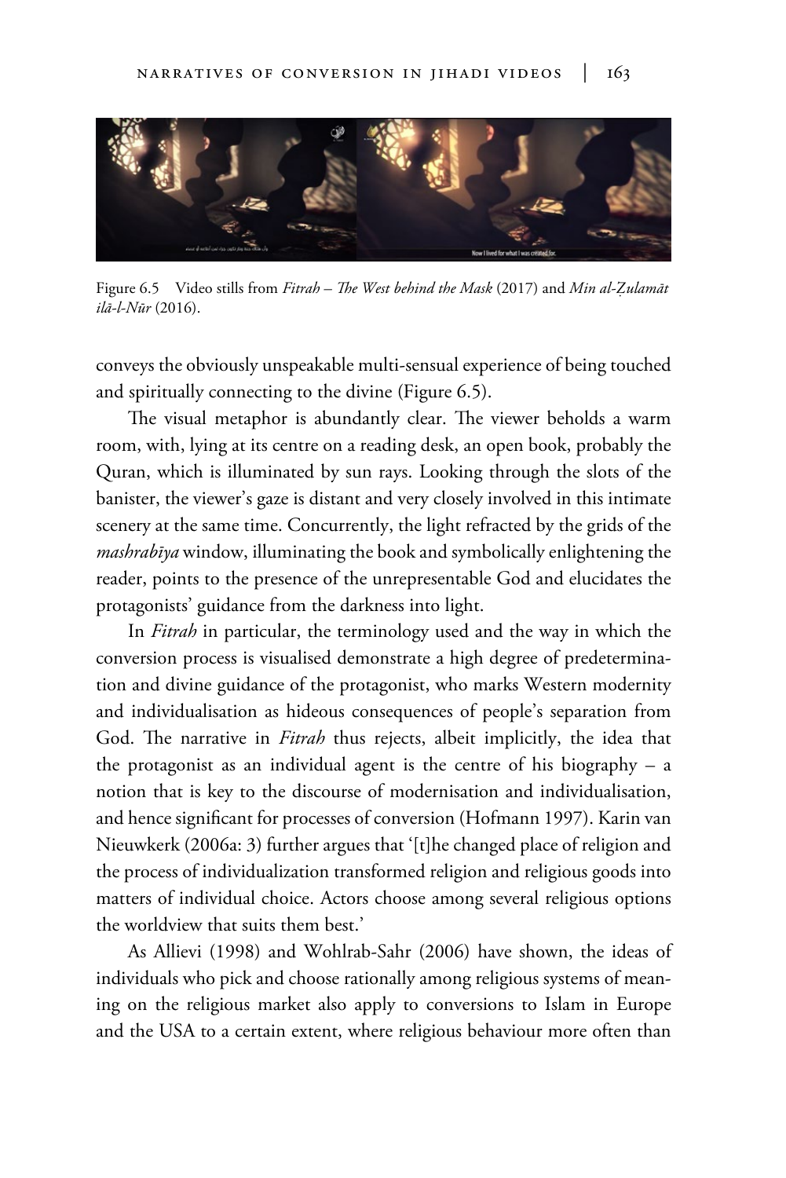Figure 6.5 Video stills from *Fitrah – The West behind the Mask* (2017) and *Min al-Ẓulamāt ilā-l-Nūr* (2016).

conveys the obviously unspeakable multi-sensual experience of being touched and spiritually connecting to the divine (Figure 6.5).

The visual metaphor is abundantly clear. The viewer beholds a warm room, with, lying at its centre on a reading desk, an open book, probably the Quran, which is illuminated by sun rays. Looking through the slots of the banister, the viewer's gaze is distant and very closely involved in this intimate scenery at the same time. Concurrently, the light refracted by the grids of the *mashrabīya* window, illuminating the book and symbolically enlightening the reader, points to the presence of the unrepresentable God and elucidates the protagonists' guidance from the darkness into light.

In *Fitrah* in particular, the terminology used and the way in which the conversion process is visualised demonstrate a high degree of predetermination and divine guidance of the protagonist, who marks Western modernity and individualisation as hideous consequences of people's separation from God. The narrative in *Fitrah* thus rejects, albeit implicitly, the idea that the protagonist as an individual agent is the centre of his biography – a notion that is key to the discourse of modernisation and individualisation, and hence significant for processes of conversion (Hofmann 1997). Karin van Nieuwkerk (2006a: 3) further argues that '[t]he changed place of religion and the process of individualization transformed religion and religious goods into matters of individual choice. Actors choose among several religious options the worldview that suits them best.'

As Allievi (1998) and Wohlrab-Sahr (2006) have shown, the ideas of individuals who pick and choose rationally among religious systems of meaning on the religious market also apply to conversions to Islam in Europe and the USA to a certain extent, where religious behaviour more often than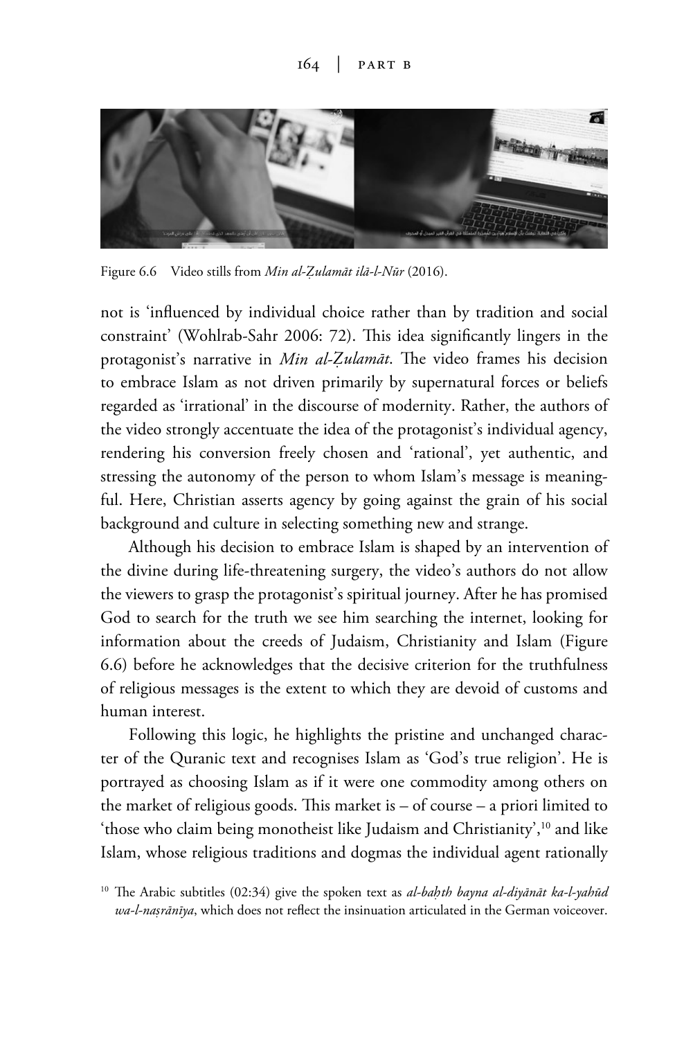Figure 6.6 Video stills from *Min al-Ẓulamāt ilā-l-Nūr* (2016).

not is 'influenced by individual choice rather than by tradition and social constraint' (Wohlrab-Sahr 2006: 72). This idea significantly lingers in the protagonist's narrative in *Min al-Ẓulamāt*. The video frames his decision to embrace Islam as not driven primarily by supernatural forces or beliefs regarded as 'irrational' in the discourse of modernity. Rather, the authors of the video strongly accentuate the idea of the protagonist's individual agency, rendering his conversion freely chosen and 'rational', yet authentic, and stressing the autonomy of the person to whom Islam's message is meaningful. Here, Christian asserts agency by going against the grain of his social background and culture in selecting something new and strange.

Although his decision to embrace Islam is shaped by an intervention of the divine during life-threatening surgery, the video's authors do not allow the viewers to grasp the protagonist's spiritual journey. After he has promised God to search for the truth we see him searching the internet, looking for information about the creeds of Judaism, Christianity and Islam (Figure 6.6) before he acknowledges that the decisive criterion for the truthfulness of religious messages is the extent to which they are devoid of customs and human interest.

Following this logic, he highlights the pristine and unchanged character of the Quranic text and recognises Islam as 'God's true religion'. He is portrayed as choosing Islam as if it were one commodity among others on the market of religious goods. This market is – of course – a priori limited to 'those who claim being monotheist like Judaism and Christianity',[10] and like Islam, whose religious traditions and dogmas the individual agent rationally

[10] The Arabic subtitles (02:34) give the spoken text as *al-baḥth bayna al-diyānāt ka-l-yahūd wa-l-naṣrānīya*, which does not reflect the insinuation articulated in the German voiceover.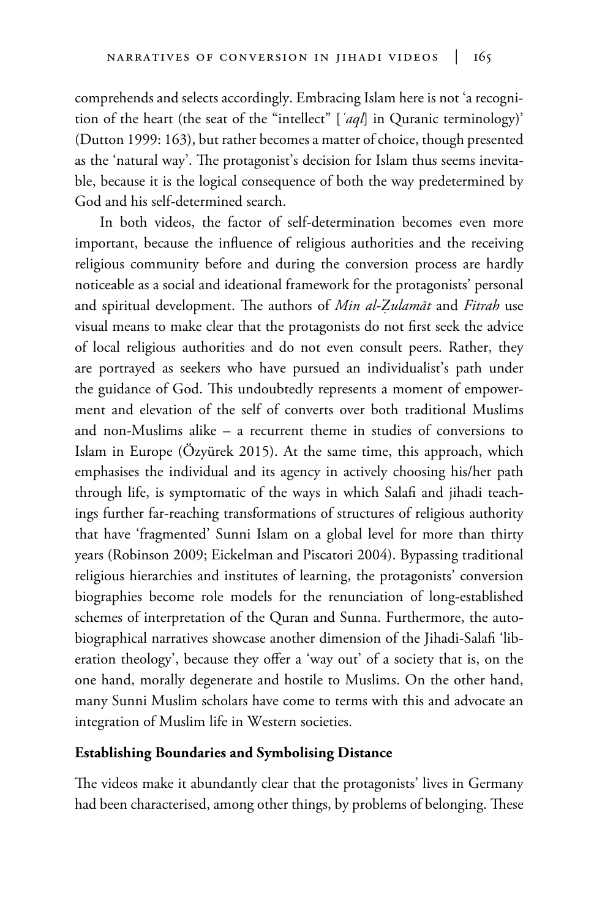comprehends and selects accordingly. Embracing Islam here is not 'a recognition of the heart (the seat of the "intellect" [*ʿaql*] in Quranic terminology)' (Dutton 1999: 163), but rather becomes a matter of choice, though presented as the 'natural way'. The protagonist's decision for Islam thus seems inevitable, because it is the logical consequence of both the way predetermined by God and his self-determined search.

In both videos, the factor of self-determination becomes even more important, because the influence of religious authorities and the receiving religious community before and during the conversion process are hardly noticeable as a social and ideational framework for the protagonists' personal and spiritual development. The authors of *Min al-Ẓulamāt* and *Fitrah* use visual means to make clear that the protagonists do not first seek the advice of local religious authorities and do not even consult peers. Rather, they are portrayed as seekers who have pursued an individualist's path under the guidance of God. This undoubtedly represents a moment of empowerment and elevation of the self of converts over both traditional Muslims and non-Muslims alike – a recurrent theme in studies of conversions to Islam in Europe (Özyürek 2015). At the same time, this approach, which emphasises the individual and its agency in actively choosing his/her path through life, is symptomatic of the ways in which Salafi and jihadi teachings further far-reaching transformations of structures of religious authority that have 'fragmented' Sunni Islam on a global level for more than thirty years (Robinson 2009; Eickelman and Piscatori 2004). Bypassing traditional religious hierarchies and institutes of learning, the protagonists' conversion biographies become role models for the renunciation of long-established schemes of interpretation of the Quran and Sunna. Furthermore, the autobiographical narratives showcase another dimension of the Jihadi-Salafi 'liberation theology', because they offer a 'way out' of a society that is, on the one hand, morally degenerate and hostile to Muslims. On the other hand, many Sunni Muslim scholars have come to terms with this and advocate an integration of Muslim life in Western societies.

## Establishing Boundaries and Symbolising Distance

The videos make it abundantly clear that the protagonists' lives in Germany had been characterised, among other things, by problems of belonging. These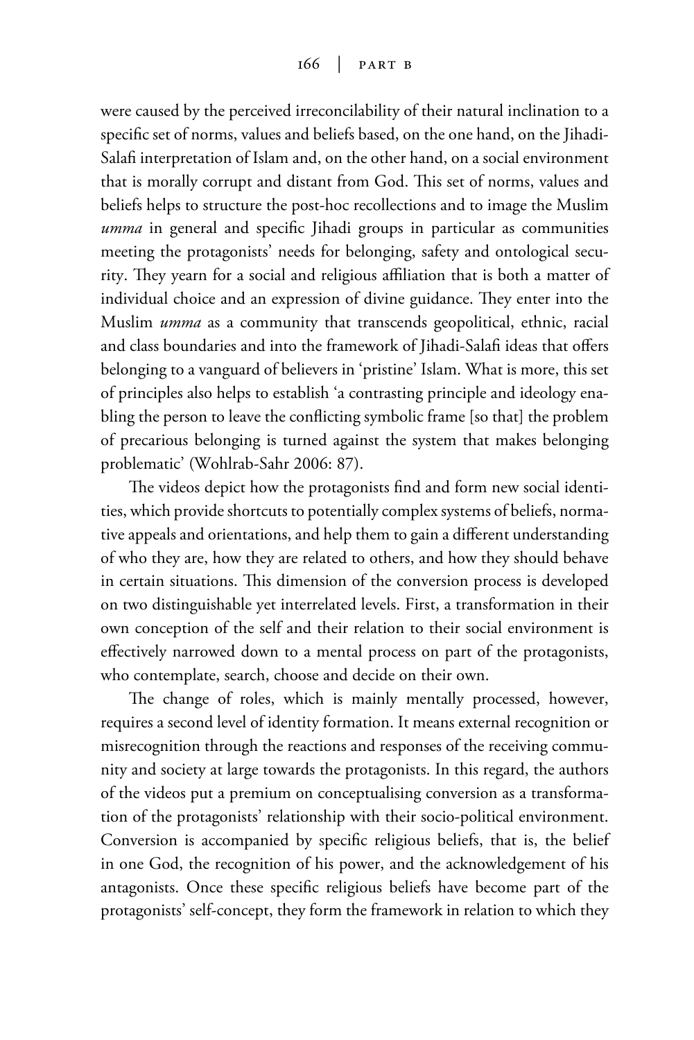were caused by the perceived irreconcilability of their natural inclination to a specific set of norms, values and beliefs based, on the one hand, on the Jihadi-Salafi interpretation of Islam and, on the other hand, on a social environment that is morally corrupt and distant from God. This set of norms, values and beliefs helps to structure the post-hoc recollections and to image the Muslim *umma* in general and specific Jihadi groups in particular as communities meeting the protagonists' needs for belonging, safety and ontological security. They yearn for a social and religious affiliation that is both a matter of individual choice and an expression of divine guidance. They enter into the Muslim *umma* as a community that transcends geopolitical, ethnic, racial and class boundaries and into the framework of Jihadi-Salafi ideas that offers belonging to a vanguard of believers in 'pristine' Islam. What is more, this set of principles also helps to establish 'a contrasting principle and ideology enabling the person to leave the conflicting symbolic frame [so that] the problem of precarious belonging is turned against the system that makes belonging problematic' (Wohlrab-Sahr 2006: 87).

The videos depict how the protagonists find and form new social identities, which provide shortcuts to potentially complex systems of beliefs, normative appeals and orientations, and help them to gain a different understanding of who they are, how they are related to others, and how they should behave in certain situations. This dimension of the conversion process is developed on two distinguishable yet interrelated levels. First, a transformation in their own conception of the self and their relation to their social environment is effectively narrowed down to a mental process on part of the protagonists, who contemplate, search, choose and decide on their own.

The change of roles, which is mainly mentally processed, however, requires a second level of identity formation. It means external recognition or misrecognition through the reactions and responses of the receiving community and society at large towards the protagonists. In this regard, the authors of the videos put a premium on conceptualising conversion as a transformation of the protagonists' relationship with their socio-political environment. Conversion is accompanied by specific religious beliefs, that is, the belief in one God, the recognition of his power, and the acknowledgement of his antagonists. Once these specific religious beliefs have become part of the protagonists' self-concept, they form the framework in relation to which they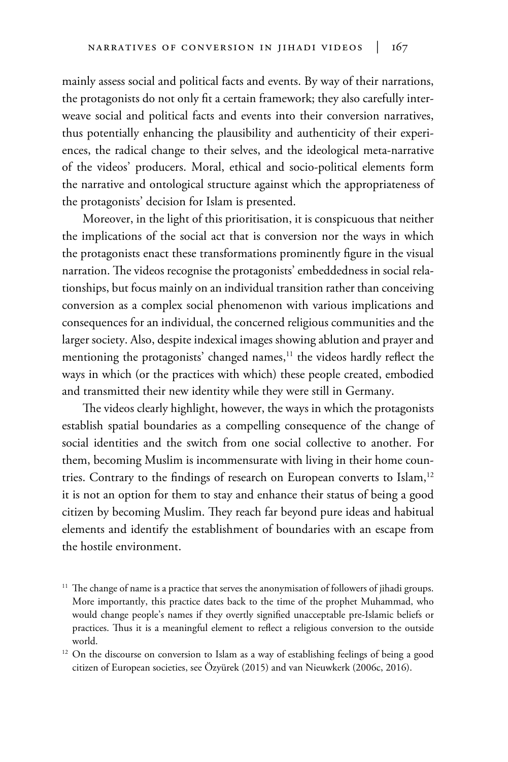mainly assess social and political facts and events. By way of their narrations, the protagonists do not only fit a certain framework; they also carefully interweave social and political facts and events into their conversion narratives, thus potentially enhancing the plausibility and authenticity of their experiences, the radical change to their selves, and the ideological meta-narrative of the videos' producers. Moral, ethical and socio-political elements form the narrative and ontological structure against which the appropriateness of the protagonists' decision for Islam is presented.

Moreover, in the light of this prioritisation, it is conspicuous that neither the implications of the social act that is conversion nor the ways in which the protagonists enact these transformations prominently figure in the visual narration. The videos recognise the protagonists' embeddedness in social relationships, but focus mainly on an individual transition rather than conceiving conversion as a complex social phenomenon with various implications and consequences for an individual, the concerned religious communities and the larger society. Also, despite indexical images showing ablution and prayer and mentioning the protagonists' changed names,[11] the videos hardly reflect the ways in which (or the practices with which) these people created, embodied and transmitted their new identity while they were still in Germany.

The videos clearly highlight, however, the ways in which the protagonists establish spatial boundaries as a compelling consequence of the change of social identities and the switch from one social collective to another. For them, becoming Muslim is incommensurate with living in their home countries. Contrary to the findings of research on European converts to Islam,[12] it is not an option for them to stay and enhance their status of being a good citizen by becoming Muslim. They reach far beyond pure ideas and habitual elements and identify the establishment of boundaries with an escape from the hostile environment.

[11] The change of name is a practice that serves the anonymisation of followers of jihadi groups. More importantly, this practice dates back to the time of the prophet Muhammad, who would change people's names if they overtly signified unacceptable pre-Islamic beliefs or practices. Thus it is a meaningful element to reflect a religious conversion to the outside world.

[12] On the discourse on conversion to Islam as a way of establishing feelings of being a good citizen of European societies, see Özyürek (2015) and van Nieuwkerk (2006c, 2016).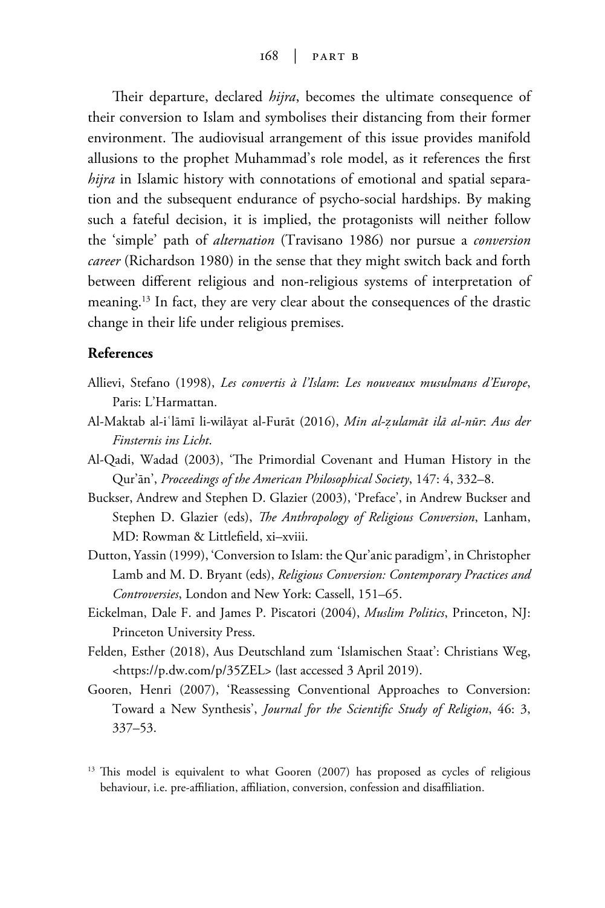Their departure, declared *hijra*, becomes the ultimate consequence of their conversion to Islam and symbolises their distancing from their former environment. The audiovisual arrangement of this issue provides manifold allusions to the prophet Muhammad's role model, as it references the first *hijra* in Islamic history with connotations of emotional and spatial separation and the subsequent endurance of psycho-social hardships. By making such a fateful decision, it is implied, the protagonists will neither follow the 'simple' path of *alternation* (Travisano 1986) nor pursue a *conversion career* (Richardson 1980) in the sense that they might switch back and forth between different religious and non-religious systems of interpretation of meaning.[13] In fact, they are very clear about the consequences of the drastic change in their life under religious premises.

## References

Allievi, Stefano (1998), *Les convertis à l'Islam*: *Les nouveaux musulmans d'Europe*, Paris: L'Harmattan.

Al-Maktab al-iʿlāmī li-wilāyat al-Furāt (2016), *Min al-ẓulamāt ilā al-nūr*: *Aus der Finsternis ins Licht*.

Al-Qadi, Wadad (2003), 'The Primordial Covenant and Human History in the Qur'ān', *Proceedings of the American Philosophical Society*, 147: 4, 332–8.

Buckser, Andrew and Stephen D. Glazier (2003), 'Preface', in Andrew Buckser and Stephen D. Glazier (eds), *The Anthropology of Religious Conversion*, Lanham, MD: Rowman & Littlefield, xi–xviii.

Dutton, Yassin (1999), 'Conversion to Islam: the Qur'anic paradigm', in Christopher Lamb and M. D. Bryant (eds), *Religious Conversion: Contemporary Practices and Controversies*, London and New York: Cassell, 151–65.

Eickelman, Dale F. and James P. Piscatori (2004), *Muslim Politics*, Princeton, NJ: Princeton University Press.

Felden, Esther (2018), Aus Deutschland zum 'Islamischen Staat': Christians Weg, <https://p.dw.com/p/35ZEL> (last accessed 3 April 2019).

Gooren, Henri (2007), 'Reassessing Conventional Approaches to Conversion: Toward a New Synthesis', *Journal for the Scientific Study of Religion*, 46: 3, 337–53.

[13] This model is equivalent to what Gooren (2007) has proposed as cycles of religious behaviour, i.e. pre-affiliation, affiliation, conversion, confession and disaffiliation.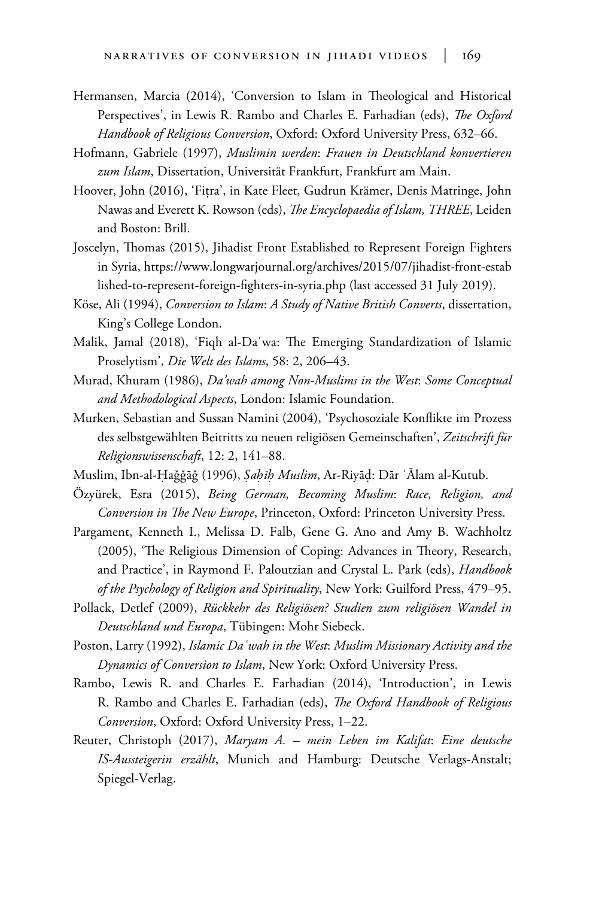Hermansen, Marcia (2014), 'Conversion to Islam in Theological and Historical Perspectives', in Lewis R. Rambo and Charles E. Farhadian (eds), *The Oxford Handbook of Religious Conversion*, Oxford: Oxford University Press, 632–66.

Hofmann, Gabriele (1997), *Muslimin werden*: *Frauen in Deutschland konvertieren zum Islam*, Dissertation, Universität Frankfurt, Frankfurt am Main.

Hoover, John (2016), 'Fiṭra', in Kate Fleet, Gudrun Krämer, Denis Matringe, John Nawas and Everett K. Rowson (eds), *The Encyclopaedia of Islam, THREE*, Leiden and Boston: Brill.

Joscelyn, Thomas (2015), Jihadist Front Established to Represent Foreign Fighters in Syria, https://www.longwarjournal.org/archives/2015/07/jihadist-front-established-to-represent-foreign-fighters-in-syria.php (last accessed 31 July 2019).

Köse, Ali (1994), *Conversion to Islam*: *A Study of Native British Converts*, dissertation, King's College London.

Malik, Jamal (2018), 'Fiqh al-Daʿwa: The Emerging Standardization of Islamic Proselytism', *Die Welt des Islams*, 58: 2, 206–43.

Murad, Khuram (1986), *Da'wah among Non-Muslims in the West*: *Some Conceptual and Methodological Aspects*, London: Islamic Foundation.

Murken, Sebastian and Sussan Namini (2004), 'Psychosoziale Konflikte im Prozess des selbstgewählten Beitritts zu neuen religiösen Gemeinschaften', *Zeitschrift für Religionswissenschaft*, 12: 2, 141–88.

Muslim, Ibn-al-Ḥaǧǧāǧ (1996), *Ṣaḥīḥ Muslim*, Ar-Riyāḍ: Dār ʿĀlam al-Kutub.

Özyürek, Esra (2015), *Being German, Becoming Muslim*: *Race, Religion, and Conversion in The New Europe*, Princeton, Oxford: Princeton University Press.

Pargament, Kenneth I., Melissa D. Falb, Gene G. Ano and Amy B. Wachholtz (2005), 'The Religious Dimension of Coping: Advances in Theory, Research, and Practice', in Raymond F. Paloutzian and Crystal L. Park (eds), *Handbook of the Psychology of Religion and Spirituality*, New York: Guilford Press, 479–95.

Pollack, Detlef (2009), *Rückkehr des Religiösen? Studien zum religiösen Wandel in Deutschland und Europa*, Tübingen: Mohr Siebeck.

Poston, Larry (1992), *Islamic Daʿwah in the West*: *Muslim Missionary Activity and the Dynamics of Conversion to Islam*, New York: Oxford University Press.

Rambo, Lewis R. and Charles E. Farhadian (2014), 'Introduction', in Lewis R. Rambo and Charles E. Farhadian (eds), *The Oxford Handbook of Religious Conversion*, Oxford: Oxford University Press, 1–22.

Reuter, Christoph (2017), *Maryam A. – mein Leben im Kalifat*: *Eine deutsche IS-Aussteigerin erzählt*, Munich and Hamburg: Deutsche Verlags-Anstalt; Spiegel-Verlag.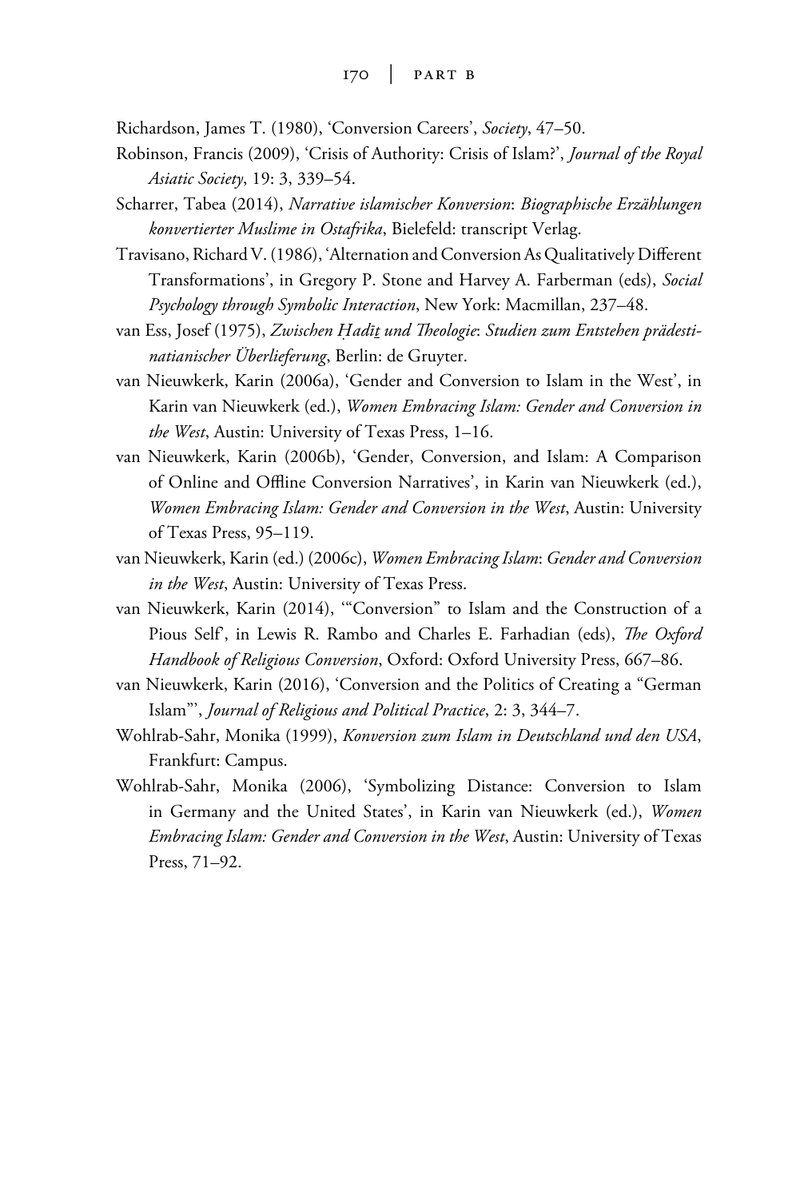Richardson, James T. (1980), 'Conversion Careers', *Society*, 47–50.

Robinson, Francis (2009), 'Crisis of Authority: Crisis of Islam?', *Journal of the Royal Asiatic Society*, 19: 3, 339–54.

Scharrer, Tabea (2014), *Narrative islamischer Konversion*: *Biographische Erzählungen konvertierter Muslime in Ostafrika*, Bielefeld: transcript Verlag.

Travisano, Richard V. (1986), 'Alternation and Conversion As Qualitatively Different Transformations', in Gregory P. Stone and Harvey A. Farberman (eds), *Social Psychology through Symbolic Interaction*, New York: Macmillan, 237–48.

van Ess, Josef (1975), *Zwischen Ḥadīṯ und Theologie*: *Studien zum Entstehen prädestinatianischer Überlieferung*, Berlin: de Gruyter.

van Nieuwkerk, Karin (2006a), 'Gender and Conversion to Islam in the West', in Karin van Nieuwkerk (ed.), *Women Embracing Islam: Gender and Conversion in the West*, Austin: University of Texas Press, 1–16.

van Nieuwkerk, Karin (2006b), 'Gender, Conversion, and Islam: A Comparison of Online and Offline Conversion Narratives', in Karin van Nieuwkerk (ed.), *Women Embracing Islam: Gender and Conversion in the West*, Austin: University of Texas Press, 95–119.

van Nieuwkerk, Karin (ed.) (2006c), *Women Embracing Islam*: *Gender and Conversion in the West*, Austin: University of Texas Press.

van Nieuwkerk, Karin (2014), '"Conversion" to Islam and the Construction of a Pious Self', in Lewis R. Rambo and Charles E. Farhadian (eds), *The Oxford Handbook of Religious Conversion*, Oxford: Oxford University Press, 667–86.

van Nieuwkerk, Karin (2016), 'Conversion and the Politics of Creating a "German Islam"', *Journal of Religious and Political Practice*, 2: 3, 344–7.

Wohlrab-Sahr, Monika (1999), *Konversion zum Islam in Deutschland und den USA*, Frankfurt: Campus.

Wohlrab-Sahr, Monika (2006), 'Symbolizing Distance: Conversion to Islam in Germany and the United States', in Karin van Nieuwkerk (ed.), *Women Embracing Islam: Gender and Conversion in the West*, Austin: University of Texas Press, 71–92.